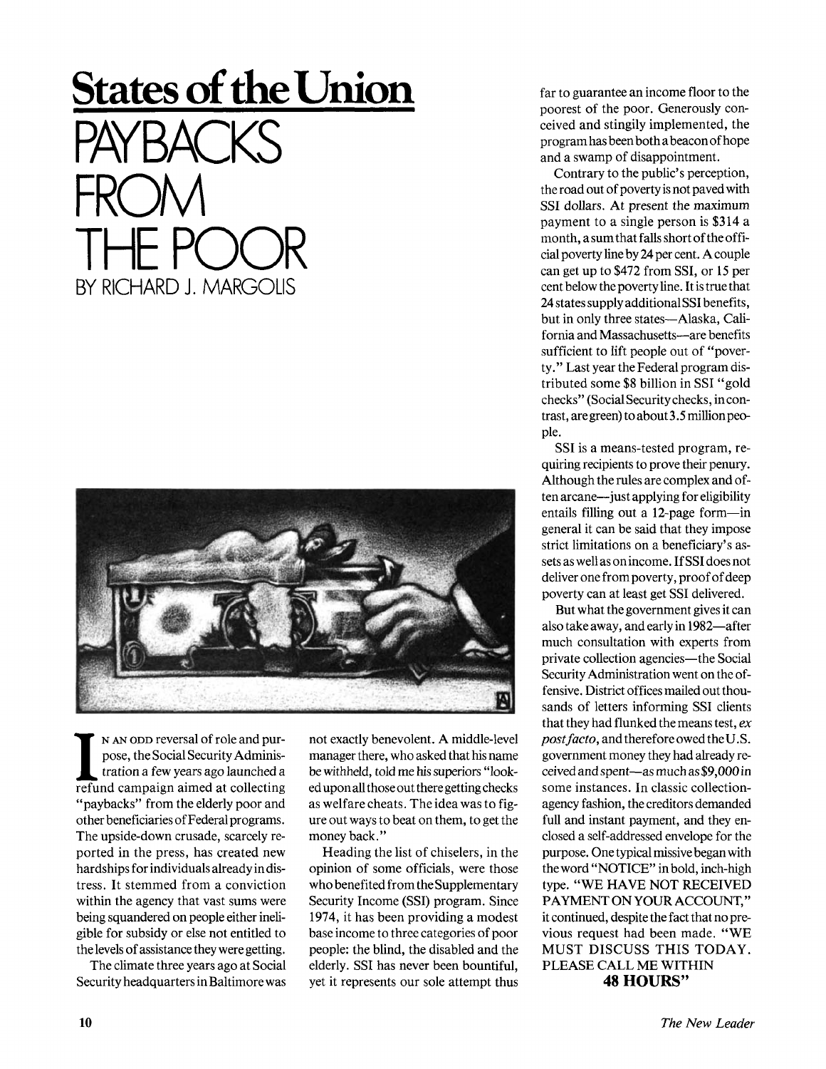# States of the Union

# PAYBACKS FROM THE POOR

BY RICHARD J. MARGOLIS

In an odd reversal of role and purpose, the Social Security Administration a few years ago launched a refund campaign aimed at collecting "paybacks" from the elderly poor and other beneficiaries of Federal programs. The upside-down crusade, scarcely reported in the press, has created new hardships for individuals already in distress. It stemmed from a conviction within the agency that vast sums were being squandered on people either ineligible for subsidy or else not entitled to the levels of assistance they were getting.

The climate three years ago at Social Security headquarters in Baltimore was not exactly benevolent. A middle-level manager there, who asked that his name be withheld, told me his superiors "looked upon all those out there getting checks as welfare cheats. The idea was to figure out ways to beat on them, to get the money back."

Heading the list of chiselers, in the opinion of some officials, were those who benefited from the Supplementary Security Income (SSI) program. Since 1974, it has been providing a modest base income to three categories of poor people: the blind, the disabled and the elderly. SSI has never been bountiful, yet it represents our sole attempt thus far to guarantee an income floor to the poorest of the poor. Generously conceived and stingily implemented, the program has been both a beacon of hope and a swamp of disappointment.

Contrary to the public's perception, the road out of poverty is not paved with SSI dollars. At present the maximum payment to a single person is $314 a month, a sum that falls short of the official poverty line by 24 per cent. A couple can get up to $472 from SSI, or 15 per cent below the poverty line. It is true that 24 states supply additional SSI benefits, but in only three states—Alaska, California and Massachusetts—are benefits sufficient to lift people out of "poverty." Last year the Federal program distributed some $8 billion in SSI "gold checks" (Social Security checks, in contrast, are green) to about 3.5 million people.

SSI is a means-tested program, requiring recipients to prove their penury. Although the rules are complex and often arcane—just applying for eligibility entails filling out a 12-page form—in general it can be said that they impose strict limitations on a beneficiary's assets as well as on income. If SSI does not deliver one from poverty, proof of deep poverty can at least get SSI delivered.

But what the government gives it can also take away, and early in 1982—after much consultation with experts from private collection agencies—the Social Security Administration went on the offensive. District offices mailed out thousands of letters informing SSI clients that they had flunked the means test, *ex post facto*, and therefore owed the U.S. government money they had already received and spent—as much as $9,000 in some instances. In classic collection-agency fashion, the creditors demanded full and instant payment, and they enclosed a self-addressed envelope for the purpose. One typical missive began with the word "NOTICE" in bold, inch-high type. "WE HAVE NOT RECEIVED PAYMENT ON YOUR ACCOUNT," it continued, despite the fact that no previous request had been made. "WE MUST DISCUSS THIS TODAY. PLEASE CALL ME WITHIN **48 HOURS**"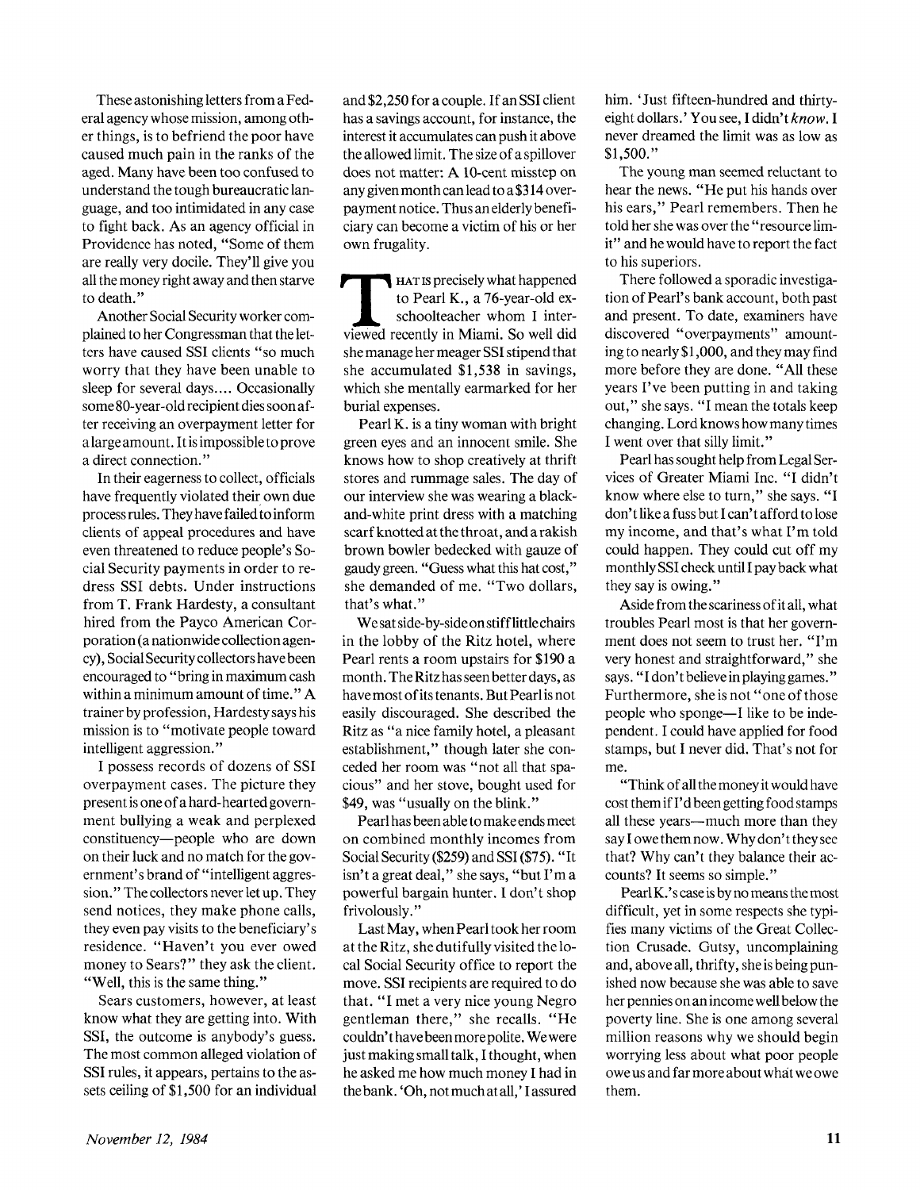These astonishing letters from a Federal agency whose mission, among other things, is to befriend the poor have caused much pain in the ranks of the aged. Many have been too confused to understand the tough bureaucratic language, and too intimidated in any case to fight back. As an agency official in Providence has noted, "Some of them are really very docile. They'll give you all the money right away and then starve to death."

Another Social Security worker complained to her Congressman that the letters have caused SSI clients "so much worry that they have been unable to sleep for several days.... Occasionally some 80-year-old recipient dies soon after receiving an overpayment letter for a large amount. It is impossible to prove a direct connection."

In their eagerness to collect, officials have frequently violated their own due process rules. They have failed to inform clients of appeal procedures and have even threatened to reduce people's Social Security payments in order to redress SSI debts. Under instructions from T. Frank Hardesty, a consultant hired from the Payco American Corporation (a nationwide collection agency), Social Security collectors have been encouraged to "bring in maximum cash within a minimum amount of time." A trainer by profession, Hardesty says his mission is to "motivate people toward intelligent aggression."

I possess records of dozens of SSI overpayment cases. The picture they present is one of a hard-hearted government bullying a weak and perplexed constituency—people who are down on their luck and no match for the government's brand of "intelligent aggression." The collectors never let up. They send notices, they make phone calls, they even pay visits to the beneficiary's residence. "Haven't you ever owed money to Sears?" they ask the client. "Well, this is the same thing."

Sears customers, however, at least know what they are getting into. With SSI, the outcome is anybody's guess. The most common alleged violation of SSI rules, it appears, pertains to the assets ceiling of $1,500 for an individual and $2,250 for a couple. If an SSI client has a savings account, for instance, the interest it accumulates can push it above the allowed limit. The size of a spillover does not matter: A 10-cent misstep on any given month can lead to a $314 overpayment notice. Thus an elderly beneficiary can become a victim of his or her own frugality.

That is precisely what happened to Pearl K., a 76-year-old ex-schoolteacher whom I interviewed recently in Miami. So well did she manage her meager SSI stipend that she accumulated $1,538 in savings, which she mentally earmarked for her burial expenses.

Pearl K. is a tiny woman with bright green eyes and an innocent smile. She knows how to shop creatively at thrift stores and rummage sales. The day of our interview she was wearing a black-and-white print dress with a matching scarf knotted at the throat, and a rakish brown bowler bedecked with gauze of gaudy green. "Guess what this hat cost," she demanded of me. "Two dollars, that's what."

We sat side-by-side on stiff little chairs in the lobby of the Ritz hotel, where Pearl rents a room upstairs for $190 a month. The Ritz has seen better days, as have most of its tenants. But Pearl is not easily discouraged. She described the Ritz as "a nice family hotel, a pleasant establishment," though later she conceded her room was "not all that spacious" and her stove, bought used for $49, was "usually on the blink."

Pearl has been able to make ends meet on combined monthly incomes from Social Security ($259) and SSI ($75). "It isn't a great deal," she says, "but I'm a powerful bargain hunter. I don't shop frivolously."

Last May, when Pearl took her room at the Ritz, she dutifully visited the local Social Security office to report the move. SSI recipients are required to do that. "I met a very nice young Negro gentleman there," she recalls. "He couldn't have been more polite. We were just making small talk, I thought, when he asked me how much money I had in the bank. 'Oh, not much at all,' I assured him. 'Just fifteen-hundred and thirty-eight dollars.' You see, I didn't *know*. I never dreamed the limit was as low as $1,500."

The young man seemed reluctant to hear the news. "He put his hands over his ears," Pearl remembers. Then he told her she was over the "resource limit" and he would have to report the fact to his superiors.

There followed a sporadic investigation of Pearl's bank account, both past and present. To date, examiners have discovered "overpayments" amounting to nearly $1,000, and they may find more before they are done. "All these years I've been putting in and taking out," she says. "I mean the totals keep changing. Lord knows how many times I went over that silly limit."

Pearl has sought help from Legal Services of Greater Miami Inc. "I didn't know where else to turn," she says. "I don't like a fuss but I can't afford to lose my income, and that's what I'm told could happen. They could cut off my monthly SSI check until I pay back what they say is owing."

Aside from the scariness of it all, what troubles Pearl most is that her government does not seem to trust her. "I'm very honest and straightforward," she says. "I don't believe in playing games." Furthermore, she is not "one of those people who sponge—I like to be independent. I could have applied for food stamps, but I never did. That's not for me.

"Think of all the money it would have cost them if I'd been getting food stamps all these years—much more than they say I owe them now. Why don't they see that? Why can't they balance their accounts? It seems so simple."

Pearl K.'s case is by no means the most difficult, yet in some respects she typifies many victims of the Great Collection Crusade. Gutsy, uncomplaining and, above all, thrifty, she is being punished now because she was able to save her pennies on an income well below the poverty line. She is one among several million reasons why we should begin worrying less about what poor people owe us and far more about what we owe them.